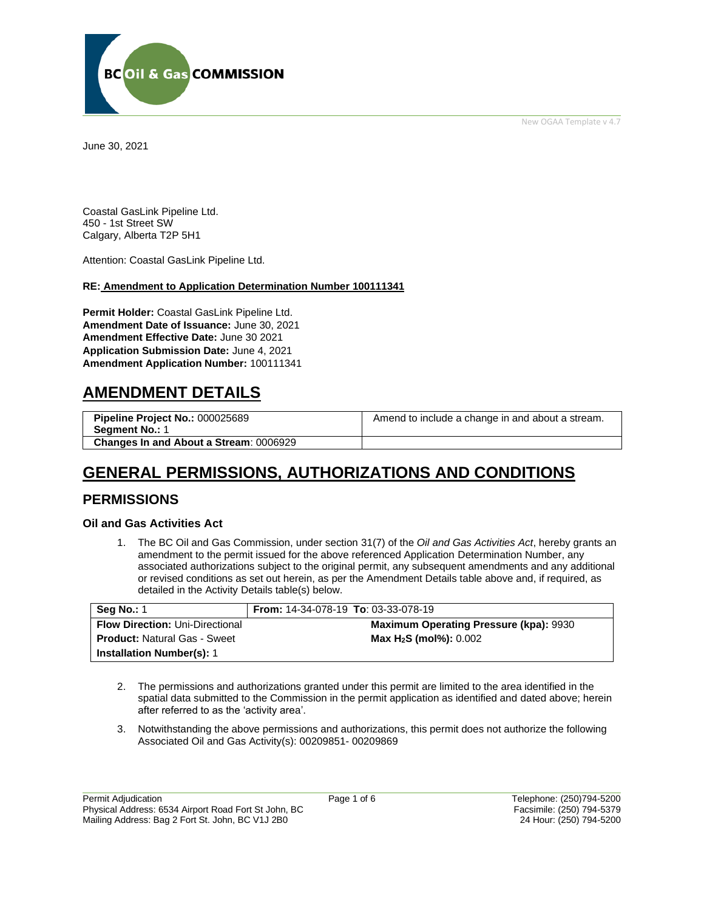New OGAA Template v 4.7

June 30, 2021

Coastal GasLink Pipeline Ltd.
450 - 1st Street SW
Calgary, Alberta T2P 5H1

Attention: Coastal GasLink Pipeline Ltd.

**RE: Amendment to Application Determination Number 100111341**

**Permit Holder:** Coastal GasLink Pipeline Ltd.
**Amendment Date of Issuance:** June 30, 2021
**Amendment Effective Date:** June 30 2021
**Application Submission Date:** June 4, 2021
**Amendment Application Number:** 100111341

# AMENDMENT DETAILS

| | |
|---|---|
| **Pipeline Project No.:** 000025689<br>**Segment No.:** 1 | Amend to include a change in and about a stream. |
| **Changes In and About a Stream**: 0006929 | |

# GENERAL PERMISSIONS, AUTHORIZATIONS AND CONDITIONS

## PERMISSIONS

### Oil and Gas Activities Act

1. The BC Oil and Gas Commission, under section 31(7) of the *Oil and Gas Activities Act*, hereby grants an amendment to the permit issued for the above referenced Application Determination Number, any associated authorizations subject to the original permit, any subsequent amendments and any additional or revised conditions as set out herein, as per the Amendment Details table above and, if required, as detailed in the Activity Details table(s) below.

| | | |
|---|---|---|
| **Seg No.:** 1 | **From:** 14-34-078-19 **To**: 03-33-078-19 | |
| **Flow Direction:** Uni-Directional | | **Maximum Operating Pressure (kpa):** 9930 |
| **Product:** Natural Gas - Sweet | | **Max $H_2S$ (mol%):** 0.002 |
| **Installation Number(s):** 1 | | |

2. The permissions and authorizations granted under this permit are limited to the area identified in the spatial data submitted to the Commission in the permit application as identified and dated above; herein after referred to as the 'activity area'.

3. Notwithstanding the above permissions and authorizations, this permit does not authorize the following Associated Oil and Gas Activity(s): 00209851- 00209869

Permit Adjudication
Physical Address: 6534 Airport Road Fort St John, BC
Mailing Address: Bag 2 Fort St. John, BC V1J 2B0

Telephone: (250)794-5200
Facsimile: (250) 794-5379
24 Hour: (250) 794-5200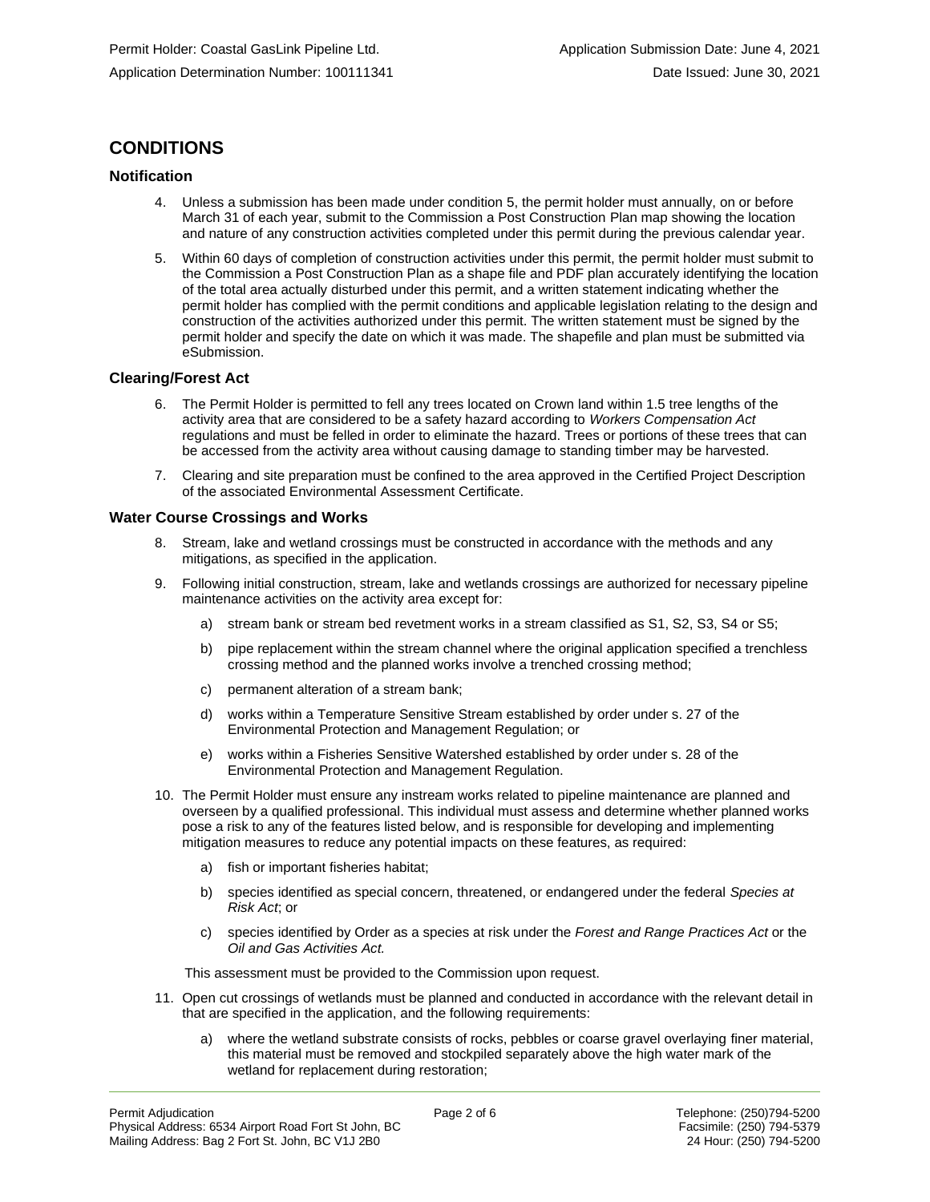## CONDITIONS

### Notification

4. Unless a submission has been made under condition 5, the permit holder must annually, on or before March 31 of each year, submit to the Commission a Post Construction Plan map showing the location and nature of any construction activities completed under this permit during the previous calendar year.

5. Within 60 days of completion of construction activities under this permit, the permit holder must submit to the Commission a Post Construction Plan as a shape file and PDF plan accurately identifying the location of the total area actually disturbed under this permit, and a written statement indicating whether the permit holder has complied with the permit conditions and applicable legislation relating to the design and construction of the activities authorized under this permit. The written statement must be signed by the permit holder and specify the date on which it was made. The shapefile and plan must be submitted via eSubmission.

### Clearing/Forest Act

6. The Permit Holder is permitted to fell any trees located on Crown land within 1.5 tree lengths of the activity area that are considered to be a safety hazard according to *Workers Compensation Act* regulations and must be felled in order to eliminate the hazard. Trees or portions of these trees that can be accessed from the activity area without causing damage to standing timber may be harvested.

7. Clearing and site preparation must be confined to the area approved in the Certified Project Description of the associated Environmental Assessment Certificate.

### Water Course Crossings and Works

8. Stream, lake and wetland crossings must be constructed in accordance with the methods and any mitigations, as specified in the application.

9. Following initial construction, stream, lake and wetlands crossings are authorized for necessary pipeline maintenance activities on the activity area except for:

    a) stream bank or stream bed revetment works in a stream classified as S1, S2, S3, S4 or S5;

    b) pipe replacement within the stream channel where the original application specified a trenchless crossing method and the planned works involve a trenched crossing method;

    c) permanent alteration of a stream bank;

    d) works within a Temperature Sensitive Stream established by order under s. 27 of the Environmental Protection and Management Regulation; or

    e) works within a Fisheries Sensitive Watershed established by order under s. 28 of the Environmental Protection and Management Regulation.

10. The Permit Holder must ensure any instream works related to pipeline maintenance are planned and overseen by a qualified professional. This individual must assess and determine whether planned works pose a risk to any of the features listed below, and is responsible for developing and implementing mitigation measures to reduce any potential impacts on these features, as required:

    a) fish or important fisheries habitat;

    b) species identified as special concern, threatened, or endangered under the federal *Species at Risk Act*; or

    c) species identified by Order as a species at risk under the *Forest and Range Practices Act* or the *Oil and Gas Activities Act.*

    This assessment must be provided to the Commission upon request.

11. Open cut crossings of wetlands must be planned and conducted in accordance with the relevant detail in that are specified in the application, and the following requirements:

    a) where the wetland substrate consists of rocks, pebbles or coarse gravel overlaying finer material, this material must be removed and stockpiled separately above the high water mark of the wetland for replacement during restoration;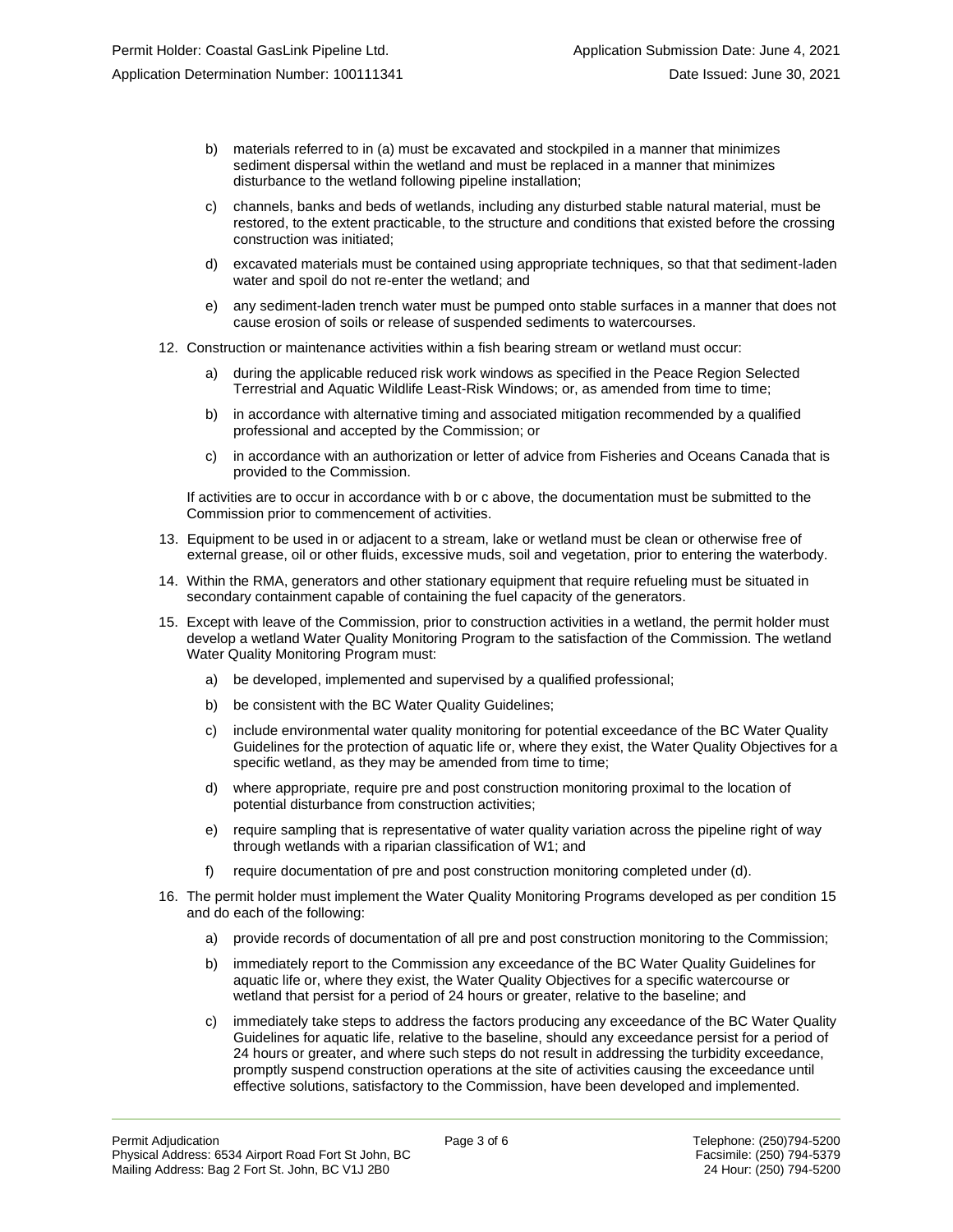b) materials referred to in (a) must be excavated and stockpiled in a manner that minimizes sediment dispersal within the wetland and must be replaced in a manner that minimizes disturbance to the wetland following pipeline installation;

c) channels, banks and beds of wetlands, including any disturbed stable natural material, must be restored, to the extent practicable, to the structure and conditions that existed before the crossing construction was initiated;

d) excavated materials must be contained using appropriate techniques, so that that sediment-laden water and spoil do not re-enter the wetland; and

e) any sediment-laden trench water must be pumped onto stable surfaces in a manner that does not cause erosion of soils or release of suspended sediments to watercourses.

12. Construction or maintenance activities within a fish bearing stream or wetland must occur:

    a) during the applicable reduced risk work windows as specified in the Peace Region Selected Terrestrial and Aquatic Wildlife Least-Risk Windows; or, as amended from time to time;

    b) in accordance with alternative timing and associated mitigation recommended by a qualified professional and accepted by the Commission; or

    c) in accordance with an authorization or letter of advice from Fisheries and Oceans Canada that is provided to the Commission.

    If activities are to occur in accordance with b or c above, the documentation must be submitted to the Commission prior to commencement of activities.

13. Equipment to be used in or adjacent to a stream, lake or wetland must be clean or otherwise free of external grease, oil or other fluids, excessive muds, soil and vegetation, prior to entering the waterbody.

14. Within the RMA, generators and other stationary equipment that require refueling must be situated in secondary containment capable of containing the fuel capacity of the generators.

15. Except with leave of the Commission, prior to construction activities in a wetland, the permit holder must develop a wetland Water Quality Monitoring Program to the satisfaction of the Commission. The wetland Water Quality Monitoring Program must:

    a) be developed, implemented and supervised by a qualified professional;

    b) be consistent with the BC Water Quality Guidelines;

    c) include environmental water quality monitoring for potential exceedance of the BC Water Quality Guidelines for the protection of aquatic life or, where they exist, the Water Quality Objectives for a specific wetland, as they may be amended from time to time;

    d) where appropriate, require pre and post construction monitoring proximal to the location of potential disturbance from construction activities;

    e) require sampling that is representative of water quality variation across the pipeline right of way through wetlands with a riparian classification of W1; and

    f) require documentation of pre and post construction monitoring completed under (d).

16. The permit holder must implement the Water Quality Monitoring Programs developed as per condition 15 and do each of the following:

    a) provide records of documentation of all pre and post construction monitoring to the Commission;

    b) immediately report to the Commission any exceedance of the BC Water Quality Guidelines for aquatic life or, where they exist, the Water Quality Objectives for a specific watercourse or wetland that persist for a period of 24 hours or greater, relative to the baseline; and

    c) immediately take steps to address the factors producing any exceedance of the BC Water Quality Guidelines for aquatic life, relative to the baseline, should any exceedance persist for a period of 24 hours or greater, and where such steps do not result in addressing the turbidity exceedance, promptly suspend construction operations at the site of activities causing the exceedance until effective solutions, satisfactory to the Commission, have been developed and implemented.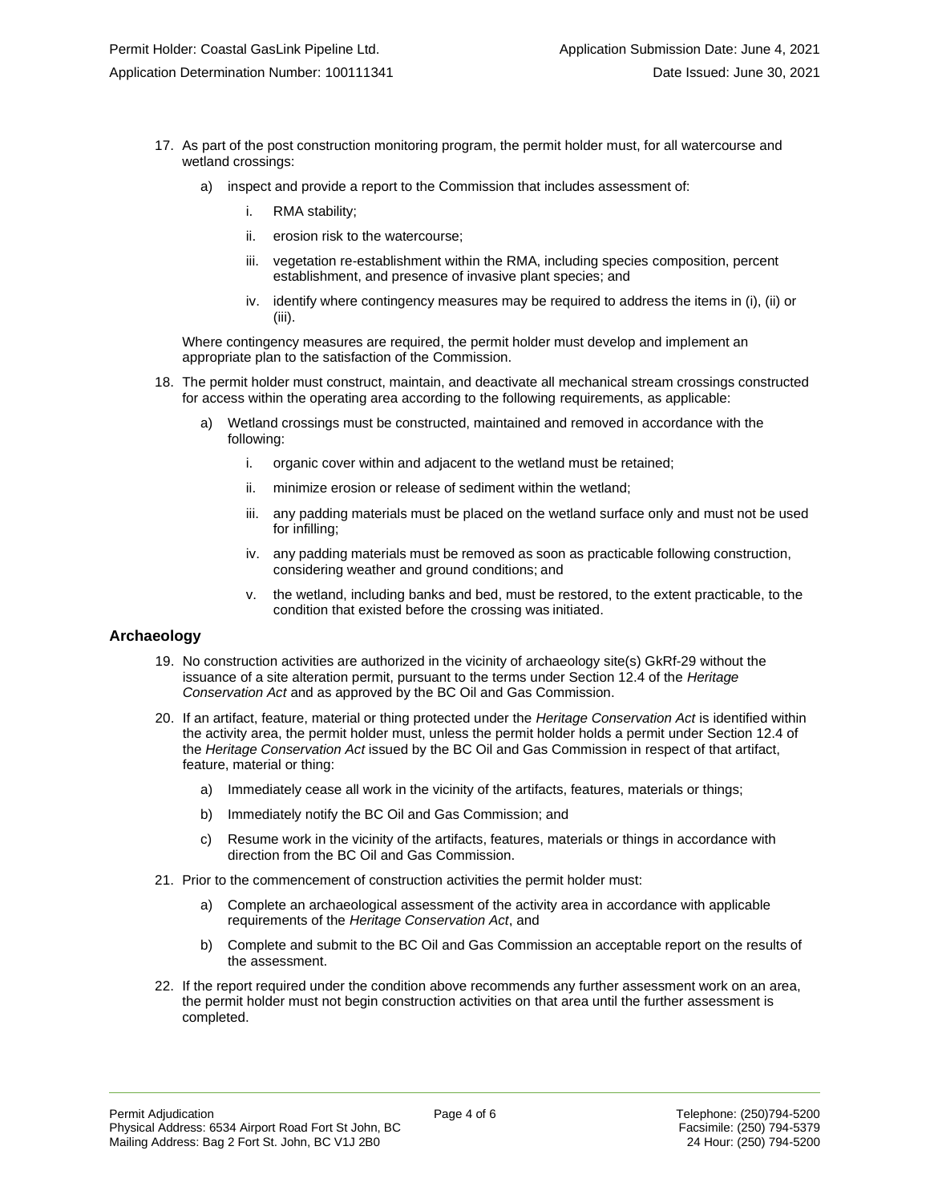17. As part of the post construction monitoring program, the permit holder must, for all watercourse and wetland crossings:

    a) inspect and provide a report to the Commission that includes assessment of:

        i. RMA stability;

        ii. erosion risk to the watercourse;

        iii. vegetation re-establishment within the RMA, including species composition, percent establishment, and presence of invasive plant species; and

        iv. identify where contingency measures may be required to address the items in (i), (ii) or (iii).

    Where contingency measures are required, the permit holder must develop and implement an appropriate plan to the satisfaction of the Commission.

18. The permit holder must construct, maintain, and deactivate all mechanical stream crossings constructed for access within the operating area according to the following requirements, as applicable:

    a) Wetland crossings must be constructed, maintained and removed in accordance with the following:

        i. organic cover within and adjacent to the wetland must be retained;

        ii. minimize erosion or release of sediment within the wetland;

        iii. any padding materials must be placed on the wetland surface only and must not be used for infilling;

        iv. any padding materials must be removed as soon as practicable following construction, considering weather and ground conditions; and

        v. the wetland, including banks and bed, must be restored, to the extent practicable, to the condition that existed before the crossing was initiated.

### Archaeology

19. No construction activities are authorized in the vicinity of archaeology site(s) GkRf-29 without the issuance of a site alteration permit, pursuant to the terms under Section 12.4 of the *Heritage Conservation Act* and as approved by the BC Oil and Gas Commission.

20. If an artifact, feature, material or thing protected under the *Heritage Conservation Act* is identified within the activity area, the permit holder must, unless the permit holder holds a permit under Section 12.4 of the *Heritage Conservation Act* issued by the BC Oil and Gas Commission in respect of that artifact, feature, material or thing:

    a) Immediately cease all work in the vicinity of the artifacts, features, materials or things;

    b) Immediately notify the BC Oil and Gas Commission; and

    c) Resume work in the vicinity of the artifacts, features, materials or things in accordance with direction from the BC Oil and Gas Commission.

21. Prior to the commencement of construction activities the permit holder must:

    a) Complete an archaeological assessment of the activity area in accordance with applicable requirements of the *Heritage Conservation Act*, and

    b) Complete and submit to the BC Oil and Gas Commission an acceptable report on the results of the assessment.

22. If the report required under the condition above recommends any further assessment work on an area, the permit holder must not begin construction activities on that area until the further assessment is completed.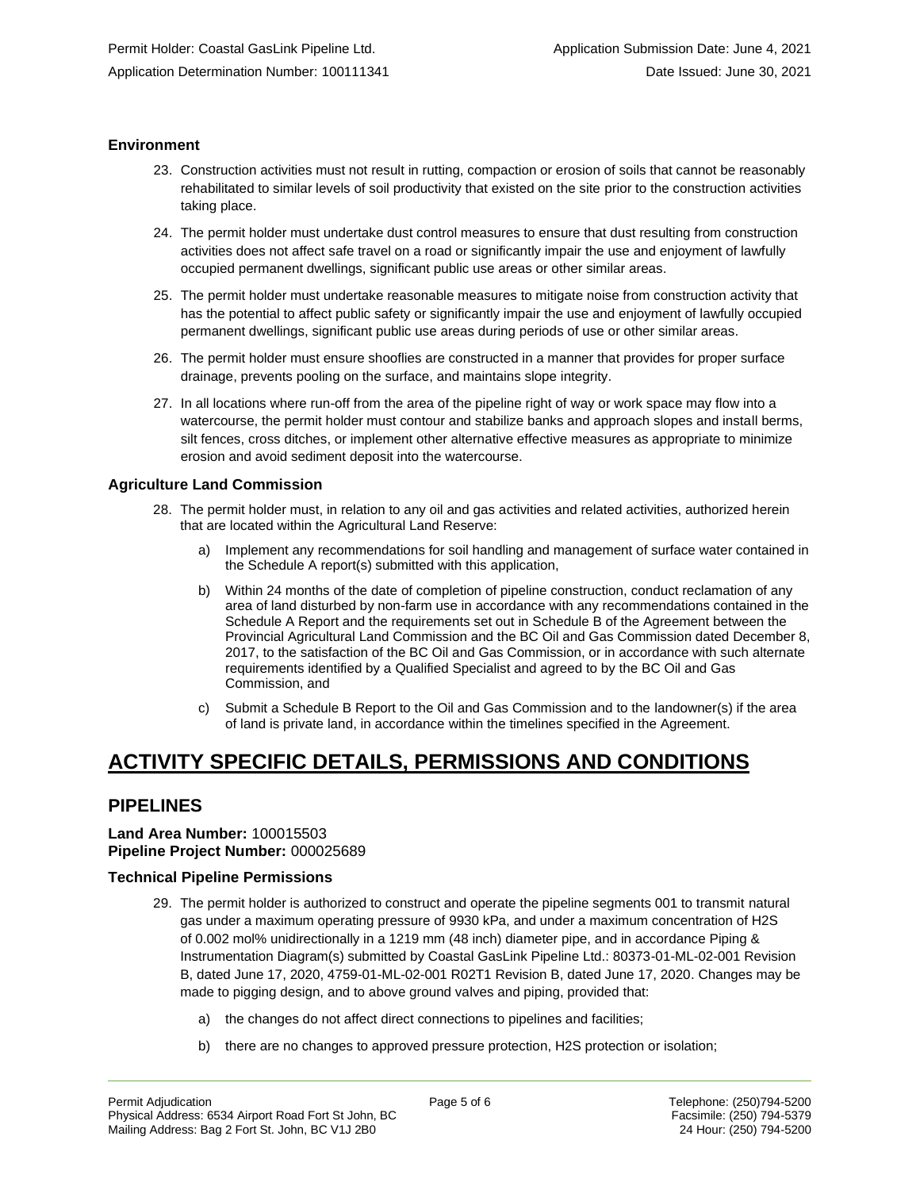### Environment

23. Construction activities must not result in rutting, compaction or erosion of soils that cannot be reasonably rehabilitated to similar levels of soil productivity that existed on the site prior to the construction activities taking place.

24. The permit holder must undertake dust control measures to ensure that dust resulting from construction activities does not affect safe travel on a road or significantly impair the use and enjoyment of lawfully occupied permanent dwellings, significant public use areas or other similar areas.

25. The permit holder must undertake reasonable measures to mitigate noise from construction activity that has the potential to affect public safety or significantly impair the use and enjoyment of lawfully occupied permanent dwellings, significant public use areas during periods of use or other similar areas.

26. The permit holder must ensure shooflies are constructed in a manner that provides for proper surface drainage, prevents pooling on the surface, and maintains slope integrity.

27. In all locations where run-off from the area of the pipeline right of way or work space may flow into a watercourse, the permit holder must contour and stabilize banks and approach slopes and install berms, silt fences, cross ditches, or implement other alternative effective measures as appropriate to minimize erosion and avoid sediment deposit into the watercourse.

### Agriculture Land Commission

28. The permit holder must, in relation to any oil and gas activities and related activities, authorized herein that are located within the Agricultural Land Reserve:

    a) Implement any recommendations for soil handling and management of surface water contained in the Schedule A report(s) submitted with this application,

    b) Within 24 months of the date of completion of pipeline construction, conduct reclamation of any area of land disturbed by non-farm use in accordance with any recommendations contained in the Schedule A Report and the requirements set out in Schedule B of the Agreement between the Provincial Agricultural Land Commission and the BC Oil and Gas Commission dated December 8, 2017, to the satisfaction of the BC Oil and Gas Commission, or in accordance with such alternate requirements identified by a Qualified Specialist and agreed to by the BC Oil and Gas Commission, and

    c) Submit a Schedule B Report to the Oil and Gas Commission and to the landowner(s) if the area of land is private land, in accordance within the timelines specified in the Agreement.

# ACTIVITY SPECIFIC DETAILS, PERMISSIONS AND CONDITIONS

## PIPELINES

**Land Area Number:** 100015503
**Pipeline Project Number:** 000025689

### Technical Pipeline Permissions

29. The permit holder is authorized to construct and operate the pipeline segments 001 to transmit natural gas under a maximum operating pressure of 9930 kPa, and under a maximum concentration of $H_2S$ of 0.002 mol% unidirectionally in a 1219 mm (48 inch) diameter pipe, and in accordance Piping & Instrumentation Diagram(s) submitted by Coastal GasLink Pipeline Ltd.: 80373-01-ML-02-001 Revision B, dated June 17, 2020, 4759-01-ML-02-001 R02T1 Revision B, dated June 17, 2020. Changes may be made to pigging design, and to above ground valves and piping, provided that:

    a) the changes do not affect direct connections to pipelines and facilities;

    b) there are no changes to approved pressure protection, $H_2S$ protection or isolation;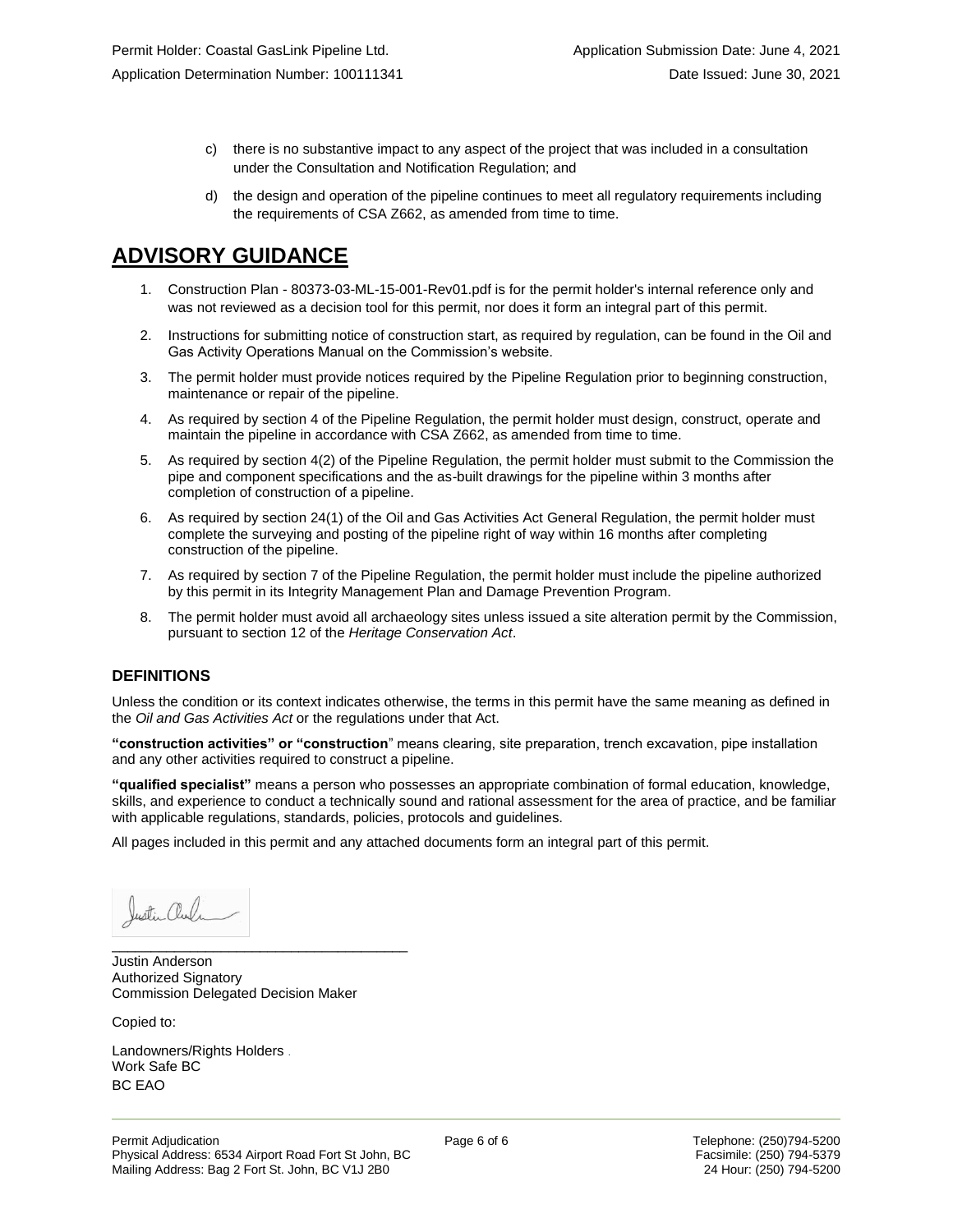c) there is no substantive impact to any aspect of the project that was included in a consultation under the Consultation and Notification Regulation; and

d) the design and operation of the pipeline continues to meet all regulatory requirements including the requirements of CSA Z662, as amended from time to time.

# ADVISORY GUIDANCE

1. Construction Plan - 80373-03-ML-15-001-Rev01.pdf is for the permit holder's internal reference only and was not reviewed as a decision tool for this permit, nor does it form an integral part of this permit.
2. Instructions for submitting notice of construction start, as required by regulation, can be found in the Oil and Gas Activity Operations Manual on the Commission's website.
3. The permit holder must provide notices required by the Pipeline Regulation prior to beginning construction, maintenance or repair of the pipeline.
4. As required by section 4 of the Pipeline Regulation, the permit holder must design, construct, operate and maintain the pipeline in accordance with CSA Z662, as amended from time to time.
5. As required by section 4(2) of the Pipeline Regulation, the permit holder must submit to the Commission the pipe and component specifications and the as-built drawings for the pipeline within 3 months after completion of construction of a pipeline.
6. As required by section 24(1) of the Oil and Gas Activities Act General Regulation, the permit holder must complete the surveying and posting of the pipeline right of way within 16 months after completing construction of the pipeline.
7. As required by section 7 of the Pipeline Regulation, the permit holder must include the pipeline authorized by this permit in its Integrity Management Plan and Damage Prevention Program.
8. The permit holder must avoid all archaeology sites unless issued a site alteration permit by the Commission, pursuant to section 12 of the *Heritage Conservation Act*.

### DEFINITIONS

Unless the condition or its context indicates otherwise, the terms in this permit have the same meaning as defined in the *Oil and Gas Activities Act* or the regulations under that Act.

**"construction activities" or "construction"** means clearing, site preparation, trench excavation, pipe installation and any other activities required to construct a pipeline.

**"qualified specialist"** means a person who possesses an appropriate combination of formal education, knowledge, skills, and experience to conduct a technically sound and rational assessment for the area of practice, and be familiar with applicable regulations, standards, policies, protocols and guidelines.

All pages included in this permit and any attached documents form an integral part of this permit.

_______________________________________

Justin Anderson
Authorized Signatory
Commission Delegated Decision Maker

Copied to:

Landowners/Rights Holders
Work Safe BC
BC EAO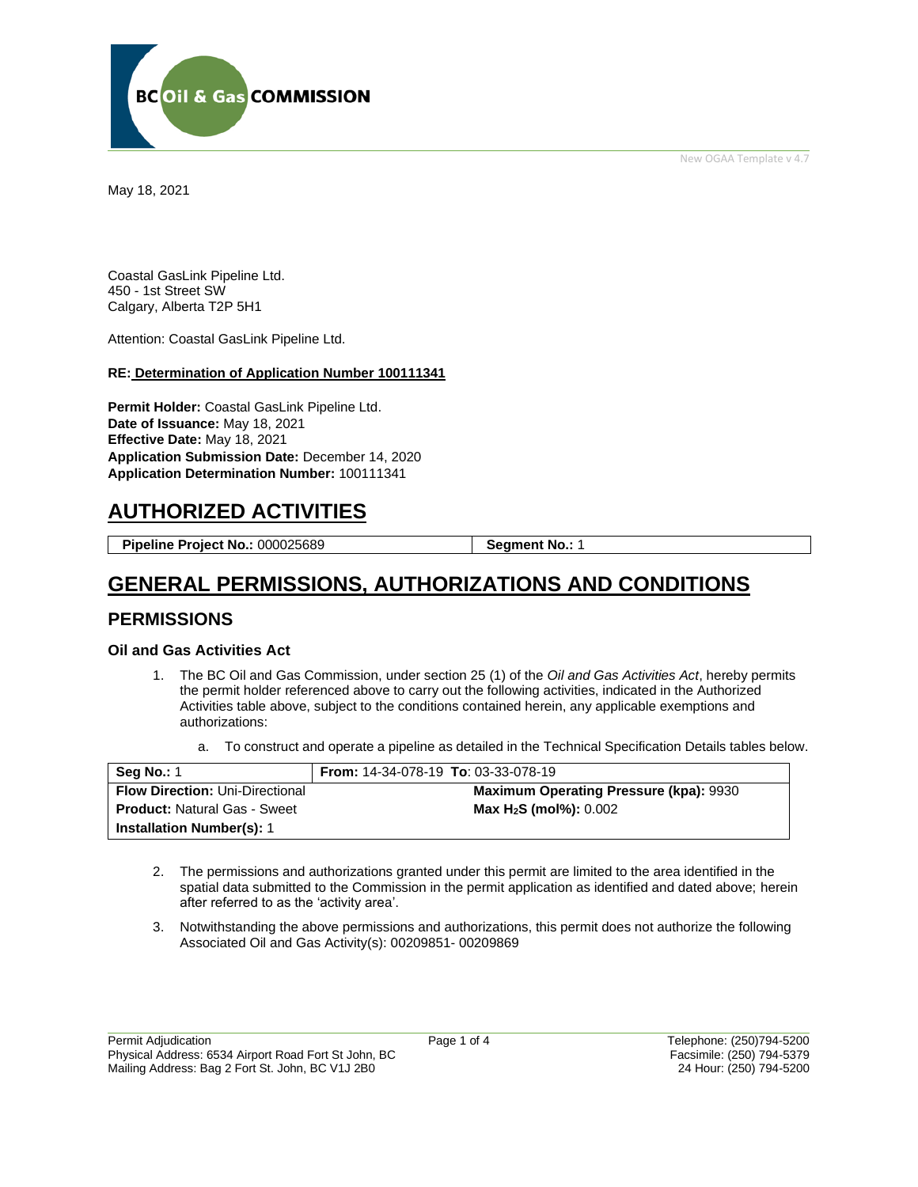BC Oil & Gas COMMISSION

New OGAA Template v 4.7

May 18, 2021

Coastal GasLink Pipeline Ltd.
450 - 1st Street SW
Calgary, Alberta T2P 5H1

Attention: Coastal GasLink Pipeline Ltd.

**RE: Determination of Application Number 100111341**

**Permit Holder:** Coastal GasLink Pipeline Ltd.
**Date of Issuance:** May 18, 2021
**Effective Date:** May 18, 2021
**Application Submission Date:** December 14, 2020
**Application Determination Number:** 100111341

# AUTHORIZED ACTIVITIES

| **Pipeline Project No.:** 000025689 | **Segment No.:** 1 |
|---|---|

# GENERAL PERMISSIONS, AUTHORIZATIONS AND CONDITIONS

## PERMISSIONS

### Oil and Gas Activities Act

1. The BC Oil and Gas Commission, under section 25 (1) of the *Oil and Gas Activities Act*, hereby permits the permit holder referenced above to carry out the following activities, indicated in the Authorized Activities table above, subject to the conditions contained herein, any applicable exemptions and authorizations:

    a. To construct and operate a pipeline as detailed in the Technical Specification Details tables below.

| **Seg No.:** 1 | **From:** 14-34-078-19 **To**: 03-33-078-19 |
|---|---|
| **Flow Direction:** Uni-Directional | **Maximum Operating Pressure (kpa):** 9930 |
| **Product:** Natural Gas - Sweet | **Max $H_2S$ (mol%):** 0.002 |
| **Installation Number(s):** 1 | |

2. The permissions and authorizations granted under this permit are limited to the area identified in the spatial data submitted to the Commission in the permit application as identified and dated above; herein after referred to as the 'activity area'.

3. Notwithstanding the above permissions and authorizations, this permit does not authorize the following Associated Oil and Gas Activity(s): 00209851- 00209869

Permit Adjudication
Physical Address: 6534 Airport Road Fort St John, BC
Mailing Address: Bag 2 Fort St. John, BC V1J 2B0

Telephone: (250)794-5200
Facsimile: (250) 794-5379
24 Hour: (250) 794-5200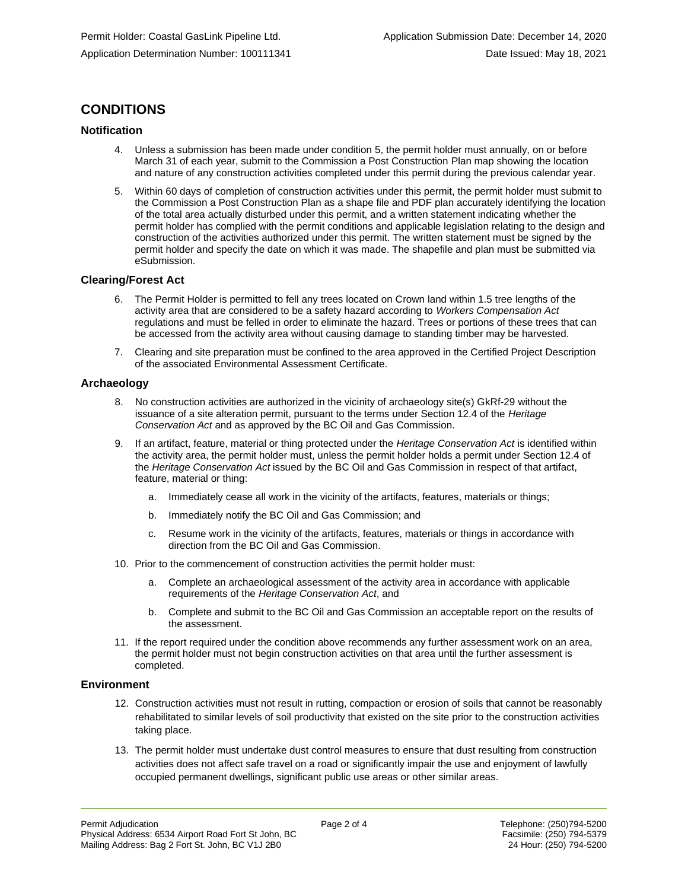# CONDITIONS

## Notification

4. Unless a submission has been made under condition 5, the permit holder must annually, on or before March 31 of each year, submit to the Commission a Post Construction Plan map showing the location and nature of any construction activities completed under this permit during the previous calendar year.

5. Within 60 days of completion of construction activities under this permit, the permit holder must submit to the Commission a Post Construction Plan as a shape file and PDF plan accurately identifying the location of the total area actually disturbed under this permit, and a written statement indicating whether the permit holder has complied with the permit conditions and applicable legislation relating to the design and construction of the activities authorized under this permit. The written statement must be signed by the permit holder and specify the date on which it was made. The shapefile and plan must be submitted via eSubmission.

## Clearing/Forest Act

6. The Permit Holder is permitted to fell any trees located on Crown land within 1.5 tree lengths of the activity area that are considered to be a safety hazard according to *Workers Compensation Act* regulations and must be felled in order to eliminate the hazard. Trees or portions of these trees that can be accessed from the activity area without causing damage to standing timber may be harvested.

7. Clearing and site preparation must be confined to the area approved in the Certified Project Description of the associated Environmental Assessment Certificate.

## Archaeology

8. No construction activities are authorized in the vicinity of archaeology site(s) GkRf-29 without the issuance of a site alteration permit, pursuant to the terms under Section 12.4 of the *Heritage Conservation Act* and as approved by the BC Oil and Gas Commission.

9. If an artifact, feature, material or thing protected under the *Heritage Conservation Act* is identified within the activity area, the permit holder must, unless the permit holder holds a permit under Section 12.4 of the *Heritage Conservation Act* issued by the BC Oil and Gas Commission in respect of that artifact, feature, material or thing:

   a. Immediately cease all work in the vicinity of the artifacts, features, materials or things;

   b. Immediately notify the BC Oil and Gas Commission; and

   c. Resume work in the vicinity of the artifacts, features, materials or things in accordance with direction from the BC Oil and Gas Commission.

10. Prior to the commencement of construction activities the permit holder must:

    a. Complete an archaeological assessment of the activity area in accordance with applicable requirements of the *Heritage Conservation Act*, and

    b. Complete and submit to the BC Oil and Gas Commission an acceptable report on the results of the assessment.

11. If the report required under the condition above recommends any further assessment work on an area, the permit holder must not begin construction activities on that area until the further assessment is completed.

## Environment

12. Construction activities must not result in rutting, compaction or erosion of soils that cannot be reasonably rehabilitated to similar levels of soil productivity that existed on the site prior to the construction activities taking place.

13. The permit holder must undertake dust control measures to ensure that dust resulting from construction activities does not affect safe travel on a road or significantly impair the use and enjoyment of lawfully occupied permanent dwellings, significant public use areas or other similar areas.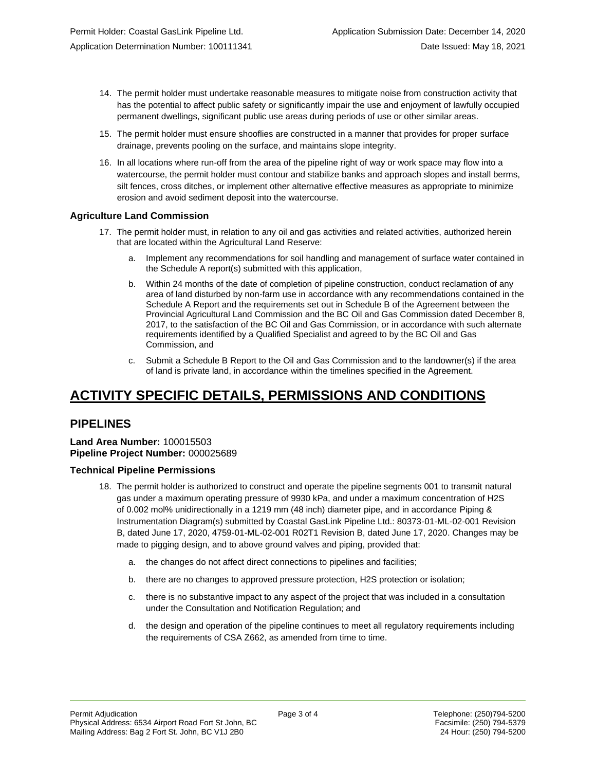14. The permit holder must undertake reasonable measures to mitigate noise from construction activity that has the potential to affect public safety or significantly impair the use and enjoyment of lawfully occupied permanent dwellings, significant public use areas during periods of use or other similar areas.

15. The permit holder must ensure shooflies are constructed in a manner that provides for proper surface drainage, prevents pooling on the surface, and maintains slope integrity.

16. In all locations where run-off from the area of the pipeline right of way or work space may flow into a watercourse, the permit holder must contour and stabilize banks and approach slopes and install berms, silt fences, cross ditches, or implement other alternative effective measures as appropriate to minimize erosion and avoid sediment deposit into the watercourse.

### Agriculture Land Commission

17. The permit holder must, in relation to any oil and gas activities and related activities, authorized herein that are located within the Agricultural Land Reserve:

    a. Implement any recommendations for soil handling and management of surface water contained in the Schedule A report(s) submitted with this application,

    b. Within 24 months of the date of completion of pipeline construction, conduct reclamation of any area of land disturbed by non-farm use in accordance with any recommendations contained in the Schedule A Report and the requirements set out in Schedule B of the Agreement between the Provincial Agricultural Land Commission and the BC Oil and Gas Commission dated December 8, 2017, to the satisfaction of the BC Oil and Gas Commission, or in accordance with such alternate requirements identified by a Qualified Specialist and agreed to by the BC Oil and Gas Commission, and

    c. Submit a Schedule B Report to the Oil and Gas Commission and to the landowner(s) if the area of land is private land, in accordance within the timelines specified in the Agreement.

# ACTIVITY SPECIFIC DETAILS, PERMISSIONS AND CONDITIONS

## PIPELINES

**Land Area Number:** 100015503
**Pipeline Project Number:** 000025689

### Technical Pipeline Permissions

18. The permit holder is authorized to construct and operate the pipeline segments 001 to transmit natural gas under a maximum operating pressure of 9930 kPa, and under a maximum concentration of $H_2S$ of 0.002 mol% unidirectionally in a 1219 mm (48 inch) diameter pipe, and in accordance Piping & Instrumentation Diagram(s) submitted by Coastal GasLink Pipeline Ltd.: 80373-01-ML-02-001 Revision B, dated June 17, 2020, 4759-01-ML-02-001 R02T1 Revision B, dated June 17, 2020. Changes may be made to pigging design, and to above ground valves and piping, provided that:

    a. the changes do not affect direct connections to pipelines and facilities;

    b. there are no changes to approved pressure protection, $H_2S$ protection or isolation;

    c. there is no substantive impact to any aspect of the project that was included in a consultation under the Consultation and Notification Regulation; and

    d. the design and operation of the pipeline continues to meet all regulatory requirements including the requirements of CSA Z662, as amended from time to time.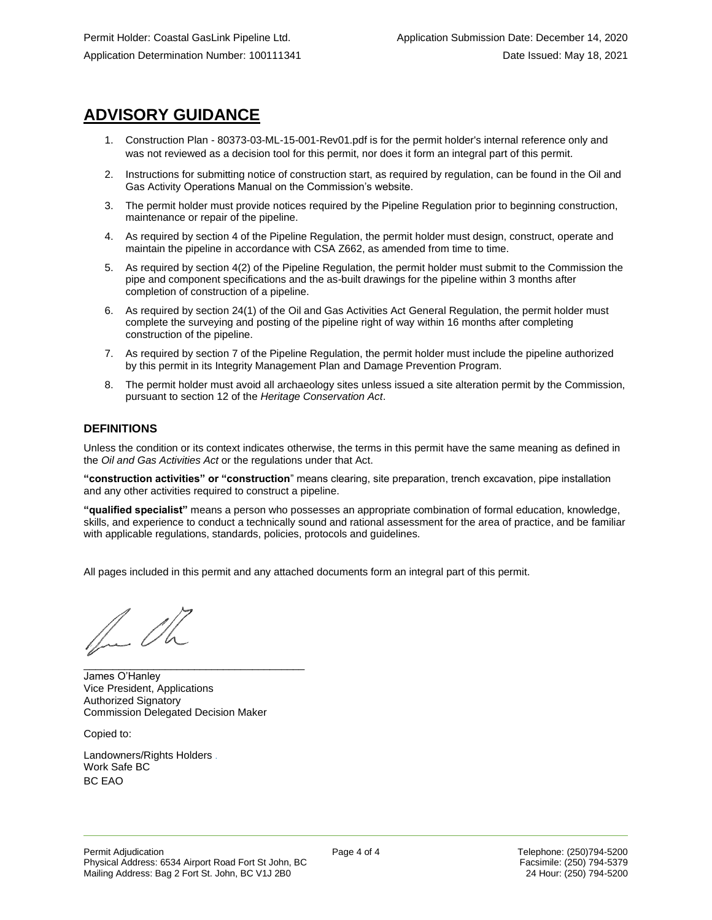# ADVISORY GUIDANCE

1. Construction Plan - 80373-03-ML-15-001-Rev01.pdf is for the permit holder's internal reference only and was not reviewed as a decision tool for this permit, nor does it form an integral part of this permit.
2. Instructions for submitting notice of construction start, as required by regulation, can be found in the Oil and Gas Activity Operations Manual on the Commission's website.
3. The permit holder must provide notices required by the Pipeline Regulation prior to beginning construction, maintenance or repair of the pipeline.
4. As required by section 4 of the Pipeline Regulation, the permit holder must design, construct, operate and maintain the pipeline in accordance with CSA Z662, as amended from time to time.
5. As required by section 4(2) of the Pipeline Regulation, the permit holder must submit to the Commission the pipe and component specifications and the as-built drawings for the pipeline within 3 months after completion of construction of a pipeline.
6. As required by section 24(1) of the Oil and Gas Activities Act General Regulation, the permit holder must complete the surveying and posting of the pipeline right of way within 16 months after completing construction of the pipeline.
7. As required by section 7 of the Pipeline Regulation, the permit holder must include the pipeline authorized by this permit in its Integrity Management Plan and Damage Prevention Program.
8. The permit holder must avoid all archaeology sites unless issued a site alteration permit by the Commission, pursuant to section 12 of the *Heritage Conservation Act*.

## DEFINITIONS

Unless the condition or its context indicates otherwise, the terms in this permit have the same meaning as defined in the *Oil and Gas Activities Act* or the regulations under that Act.

**"construction activities" or "construction"** means clearing, site preparation, trench excavation, pipe installation and any other activities required to construct a pipeline.

**"qualified specialist"** means a person who possesses an appropriate combination of formal education, knowledge, skills, and experience to conduct a technically sound and rational assessment for the area of practice, and be familiar with applicable regulations, standards, policies, protocols and guidelines.

All pages included in this permit and any attached documents form an integral part of this permit.

_______________________________________

James O'Hanley
Vice President, Applications
Authorized Signatory
Commission Delegated Decision Maker

Copied to:

Landowners/Rights Holders
Work Safe BC
BC EAO